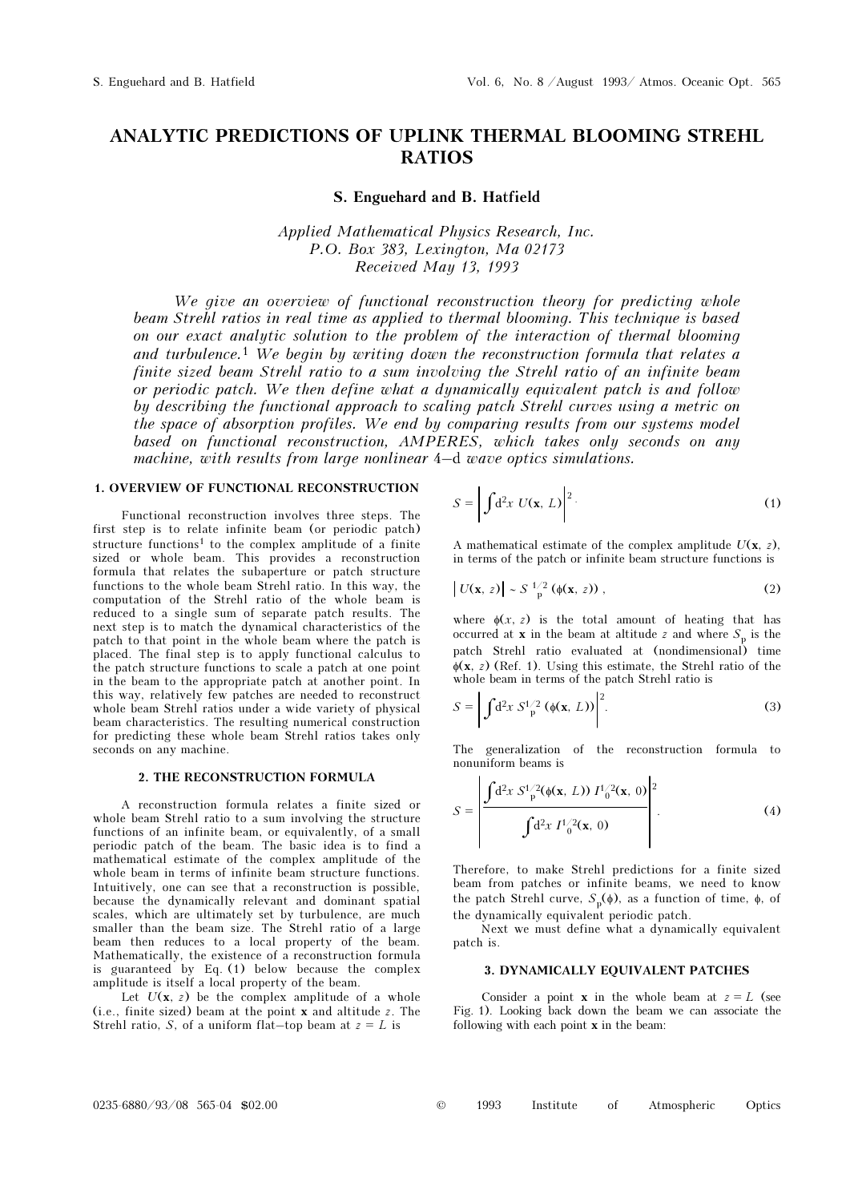# ANALYTIC PREDICTIONS OF UPLINK THERMAL BLOOMING STREHL RATIOS

**S. Enguehard and B. Hatfield**

*Applied Mathematical Physics Research, Inc.*
*P.O. Box 383, Lexington, Ma 02173*
*Received May 13, 1993*

*We give an overview of functional reconstruction theory for predicting whole beam Strehl ratios in real time as applied to thermal blooming. This technique is based on our exact analytic solution to the problem of the interaction of thermal blooming and turbulence.[1] We begin by writing down the reconstruction formula that relates a finite sized beam Strehl ratio to a sum involving the Strehl ratio of an infinite beam or periodic patch. We then define what a dynamically equivalent patch is and follow by describing the functional approach to scaling patch Strehl curves using a metric on the space of absorption profiles. We end by comparing results from our systems model based on functional reconstruction, AMPERES, which takes only seconds on any machine, with results from large nonlinear 4–d wave optics simulations.*

## 1. OVERVIEW OF FUNCTIONAL RECONSTRUCTION

Functional reconstruction involves three steps. The first step is to relate infinite beam (or periodic patch) structure functions[1] to the complex amplitude of a finite sized or whole beam. This provides a reconstruction formula that relates the subaperture or patch structure functions to the whole beam Strehl ratio. In this way, the computation of the Strehl ratio of the whole beam is reduced to a single sum of separate patch results. The next step is to match the dynamical characteristics of the patch to that point in the whole beam where the patch is placed. The final step is to apply functional calculus to the patch structure functions to scale a patch at one point in the beam to the appropriate patch at another point. In this way, relatively few patches are needed to reconstruct whole beam Strehl ratios under a wide variety of physical beam characteristics. The resulting numerical construction for predicting these whole beam Strehl ratios takes only seconds on any machine.

## 2. THE RECONSTRUCTION FORMULA

A reconstruction formula relates a finite sized or whole beam Strehl ratio to a sum involving the structure functions of an infinite beam, or equivalently, of a small periodic patch of the beam. The basic idea is to find a mathematical estimate of the complex amplitude of the whole beam in terms of infinite beam structure functions. Intuitively, one can see that a reconstruction is possible, because the dynamically relevant and dominant spatial scales, which are ultimately set by turbulence, are much smaller than the beam size. The Strehl ratio of a large beam then reduces to a local property of the beam. Mathematically, the existence of a reconstruction formula is guaranteed by Eq. (1) below because the complex amplitude is itself a local property of the beam.

Let $U(\mathbf{x}, z)$ be the complex amplitude of a whole (i.e., finite sized) beam at the point $\mathbf{x}$ and altitude $z$. The Strehl ratio, $S$, of a uniform flat–top beam at $z = L$ is

$$S = \left| \int d^2x \, U(\mathbf{x}, L) \right|^2 . \tag{1}$$

A mathematical estimate of the complex amplitude $U(\mathbf{x}, z)$, in terms of the patch or infinite beam structure functions is

$$\left| U(\mathbf{x}, z) \right| \sim S_p^{1/2} \left( \phi(\mathbf{x}, z) \right) , \tag{2}$$

where $\phi(x, z)$ is the total amount of heating that has occurred at $\mathbf{x}$ in the beam at altitude $z$ and where $S_p$ is the patch Strehl ratio evaluated at (nondimensional) time $\phi(\mathbf{x}, z)$ (Ref. 1). Using this estimate, the Strehl ratio of the whole beam in terms of the patch Strehl ratio is

$$S = \left| \int d^2x \, S_p^{1/2} \left( \phi(\mathbf{x}, L) \right) \right|^2 . \tag{3}$$

The generalization of the reconstruction formula to nonuniform beams is

$$S = \left| \frac{\int d^2x \, S_p^{1/2}(\phi(\mathbf{x}, L)) \, I_0^{1/2}(\mathbf{x}, 0)}{\int d^2x \, I_0^{1/2}(\mathbf{x}, 0)} \right|^2 . \tag{4}$$

Therefore, to make Strehl predictions for a finite sized beam from patches or infinite beams, we need to know the patch Strehl curve, $S_p(\phi)$, as a function of time, $\phi$, of the dynamically equivalent periodic patch.

Next we must define what a dynamically equivalent patch is.

## 3. DYNAMICALLY EQUIVALENT PATCHES

Consider a point $\mathbf{x}$ in the whole beam at $z = L$ (see Fig. 1). Looking back down the beam we can associate the following with each point $\mathbf{x}$ in the beam: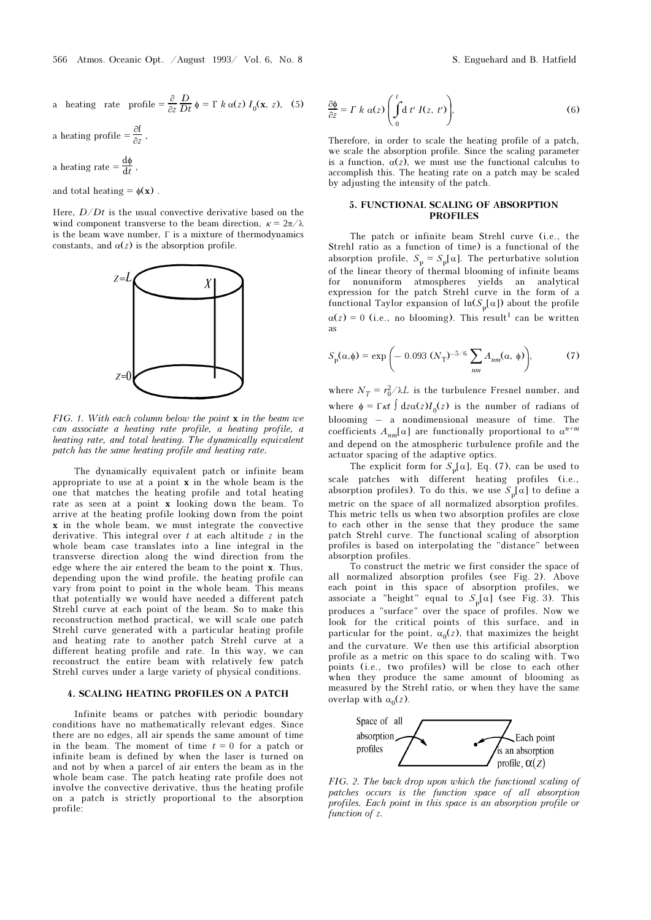a heating rate profile $= \frac{\partial}{\partial z} \frac{D}{Dt} \phi = \Gamma\, k\, \alpha(z)\, I_0(\mathbf{x}, z)$, (5)

a heating profile $= \frac{\partial f}{\partial z}$,

a heating rate $= \frac{d\phi}{dt}$,

and total heating $= \phi(\mathbf{x})$.

Here, $D/Dt$ is the usual convective derivative based on the wind component transverse to the beam direction, $\kappa = 2\pi/\lambda$ is the beam wave number, $\Gamma$ is a mixture of thermodynamics constants, and $\alpha(z)$ is the absorption profile.

FIG. 1. *With each column below the point* $\mathbf{x}$ *in the beam we can associate a heating rate profile, a heating profile, a heating rate, and total heating. The dynamically equivalent patch has the same heating profile and heating rate.*

The dynamically equivalent patch or infinite beam appropriate to use at a point $\mathbf{x}$ in the whole beam is the one that matches the heating profile and total heating rate as seen at a point $\mathbf{x}$ looking down the beam. To arrive at the heating profile looking down from the point $\mathbf{x}$ in the whole beam, we must integrate the convective derivative. This integral over $t$ at each altitude $z$ in the whole beam case translates into a line integral in the transverse direction along the wind direction from the edge where the air entered the beam to the point $\mathbf{x}$. Thus, depending upon the wind profile, the heating profile can vary from point to point in the whole beam. This means that potentially we would have needed a different patch Strehl curve at each point of the beam. So to make this reconstruction method practical, we will scale one patch Strehl curve generated with a particular heating profile and heating rate to another patch Strehl curve at a different heating profile and rate. In this way, we can reconstruct the entire beam with relatively few patch Strehl curves under a large variety of physical conditions.

## 4. SCALING HEATING PROFILES ON A PATCH

Infinite beams or patches with periodic boundary conditions have no mathematically relevant edges. Since there are no edges, all air spends the same amount of time in the beam. The moment of time $t = 0$ for a patch or infinite beam is defined by when the laser is turned on and not by when a parcel of air enters the beam as in the whole beam case. The patch heating rate profile does not involve the convective derivative, thus the heating profile on a patch is strictly proportional to the absorption profile:

$$\frac{\partial \phi}{\partial z} = \Gamma\, k\, \alpha(z) \left( \int_0^t \mathrm{d}\, t'\, I(z, t') \right), \tag{6}$$

Therefore, in order to scale the heating profile of a patch, we scale the absorption profile. Since the scaling parameter is a function, $\alpha(z)$, we must use the functional calculus to accomplish this. The heating rate on a patch may be scaled by adjusting the intensity of the patch.

## 5. FUNCTIONAL SCALING OF ABSORPTION PROFILES

The patch or infinite beam Strehl curve (i.e., the Strehl ratio as a function of time) is a functional of the absorption profile, $S_\mathrm{p} = S_\mathrm{p}[\alpha]$. The perturbative solution of the linear theory of thermal blooming of infinite beams for nonuniform atmospheres yields an analytical expression for the patch Strehl curve in the form of a functional Taylor expansion of $\ln(S_\mathrm{p}[\alpha])$ about the profile $\alpha(z) = 0$ (i.e., no blooming). This result[1] can be written as

$$S_\mathrm{p}(\alpha,\phi) = \exp\left( -\, 0.093\, (N_\mathrm{T})^{-5/6} \sum_{nm} A_{nm}(\alpha,\, \phi) \right), \tag{7}$$

where $N_T = r_0^2/\lambda L$ is the turbulence Fresnel number, and where $\phi = \Gamma \kappa t \int dz \alpha(z) I_0(z)$ is the number of radians of blooming — a nondimensional measure of time. The coefficients $A_{nm}[\alpha]$ are functionally proportional to $\alpha^{n+m}$ and depend on the atmospheric turbulence profile and the actuator spacing of the adaptive optics.

The explicit form for $S_\mathrm{p}[\alpha]$, Eq. (7), can be used to scale patches with different heating profiles (i.e., absorption profiles). To do this, we use $S_\mathrm{p}[\alpha]$ to define a metric on the space of all normalized absorption profiles. This metric tells us when two absorption profiles are close to each other in the sense that they produce the same patch Strehl curve. The functional scaling of absorption profiles is based on interpolating the "distance" between absorption profiles.

To construct the metric we first consider the space of all normalized absorption profiles (see Fig. 2). Above each point in this space of absorption profiles, we associate a "height" equal to $S_\mathrm{p}[\alpha]$ (see Fig. 3). This produces a "surface" over the space of profiles. Now we look for the critical points of this surface, and in particular for the point, $\alpha_0(z)$, that maximizes the height and the curvature. We then use this artificial absorption profile as a metric on this space to do scaling with. Two points (i.e., two profiles) will be close to each other when they produce the same amount of blooming as measured by the Strehl ratio, or when they have the same overlap with $\alpha_0(z)$.

FIG. 2. *The back drop upon which the functional scaling of patches occurs is the function space of all absorption profiles. Each point in this space is an absorption profile or function of z.*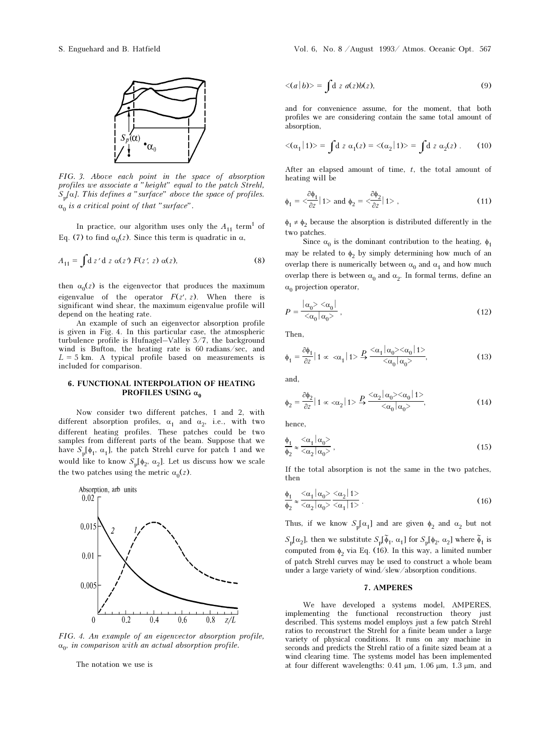FIG. 3. *Above each point in the space of absorption profiles we associate a "height" equal to the patch Strehl, $S_p[\alpha]$. This defines a "surface" above the space of profiles. $\alpha_0$ is a critical point of that "surface".*

In practice, our algorithm uses only the $A_{11}$ term[1] of Eq. (7) to find $\alpha_0(z)$. Since this term is quadratic in $\alpha$,

$$A_{11} = \int \mathrm{d}\, z' \, \mathrm{d}\, z \; \alpha(z') \, F(z', z) \, \alpha(z), \tag{8}$$

then $\alpha_0(z)$ is the eigenvector that produces the maximum eigenvalue of the operator $F(z', z)$. When there is significant wind shear, the maximum eigenvalue profile will depend on the heating rate.

An example of such an eigenvector absorption profile is given in Fig. 4. In this particular case, the atmospheric turbulence profile is Hufnagel–Valley 5/7, the background wind is Bufton, the heating rate is 60 radians/sec, and $L = 5$ km. A typical profile based on measurements is included for comparison.

## 6. FUNCTIONAL INTERPOLATION OF HEATING PROFILES USING $\alpha_0$

Now consider two different patches, 1 and 2, with different absorption profiles, $\alpha_1$ and $\alpha_2$, i.e., with two different heating profiles. These patches could be two samples from different parts of the beam. Suppose that we have $S_p[\phi_1, \alpha_1]$, the patch Strehl curve for patch 1 and we would like to know $S_p[\phi_2, \alpha_2]$. Let us discuss how we scale the two patches using the metric $\alpha_0(z)$.

FIG. 4. *An example of an eigenvector absorption profile, $\alpha_0$, in comparison with an actual absorption profile.*

The notation we use is

$$<(a \,|\, b)> = \int \mathrm{d}\; z \; a(z) b(z), \tag{9}$$

and for convenience assume, for the moment, that both profiles we are considering contain the same total amount of absorption,

$$<(\alpha_1 \,|\, 1)> = \int \mathrm{d}\; z \; \alpha_1(z) = <(\alpha_2 \,|\, 1)> = \int \mathrm{d}\; z \; \alpha_2(z) \,. \tag{10}$$

After an elapsed amount of time, $t$, the total amount of heating will be

$$\phi_1 = <\frac{\partial \phi_1}{\partial z} \,|\, 1> \text{ and } \phi_2 = <\frac{\partial \phi_2}{\partial z} \,|\, 1> \,, \tag{11}$$

$\phi_1 \neq \phi_2$ because the absorption is distributed differently in the two patches.

Since $\alpha_0$ is the dominant contribution to the heating, $\phi_1$ may be related to $\phi_2$ by simply determining how much of an overlap there is numerically between $\alpha_0$ and $\alpha_1$ and how much overlap there is between $\alpha_0$ and $\alpha_2$. In formal terms, define an $\alpha_0$ projection operator,

$$P = \frac{|\alpha_0> <\alpha_0|}{<\alpha_0 \,|\, \alpha_0>} \,, \tag{12}$$

Then,

$$\phi_1 = \frac{\partial \phi_1}{\partial z} \,|\, 1 \propto \; <\alpha_1 \,|\, 1> \overset{P}{\rightarrow} \frac{<\alpha_1 \,|\, \alpha_0><\alpha_0 \,|\, 1>}{<\alpha_0 \,|\, \alpha_0>}, \tag{13}$$

and,

$$\phi_2 = \frac{\partial \phi_2}{\partial z} \,|\, 1 \propto \; <\alpha_2 \,|\, 1> \overset{P}{\rightarrow} \frac{<\alpha_2 \,|\, \alpha_0><\alpha_0 \,|\, 1>}{<\alpha_0 \,|\, \alpha_0>}, \tag{14}$$

hence,

$$\frac{\phi_1}{\phi_2} \approx \frac{<\alpha_1 \,|\, \alpha_0>}{<\alpha_2 \,|\, \alpha_0>} \,, \tag{15}$$

If the total absorption is not the same in the two patches, then

$$\frac{\phi_1}{\phi_2} \approx \frac{<\alpha_1 \,|\, \alpha_0>}{<\alpha_2 \,|\, \alpha_0>} \frac{<\alpha_2 \,|\, 1>}{<\alpha_1 \,|\, 1>} \,. \tag{16}$$

Thus, if we know $S_p[\alpha_1]$ and are given $\phi_2$ and $\alpha_2$ but not $S_p[\alpha_2]$, then we substitute $S_p[\tilde{\phi}_1, \alpha_1]$ for $S_p[\phi_2, \alpha_2]$ where $\tilde{\phi}_1$ is computed from $\phi_2$ via Eq. (16). In this way, a limited number of patch Strehl curves may be used to construct a whole beam under a large variety of wind/slew/absorption conditions.

## 7. AMPERES

We have developed a systems model, AMPERES, implementing the functional reconstruction theory just described. This systems model employs just a few patch Strehl ratios to reconstruct the Strehl for a finite beam under a large variety of physical conditions. It runs on any machine in seconds and predicts the Strehl ratio of a finite sized beam at a wind clearing time. The systems model has been implemented at four different wavelengths: 0.41 μm, 1.06 μm, 1.3 μm, and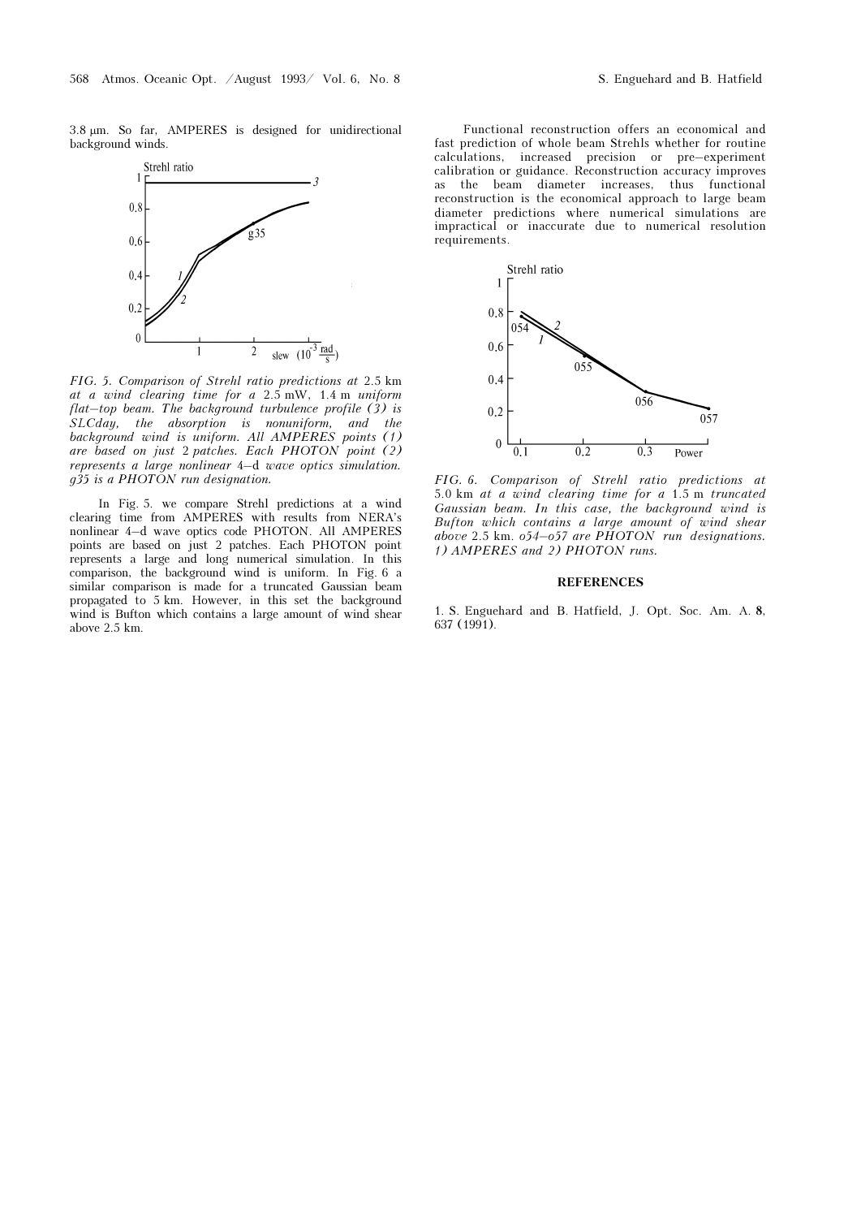3.8 μm. So far, AMPERES is designed for unidirectional background winds.

Strehl ratio
1
0.8
0.6
0.4
0.2
0
1
2
slew ($10^{-3}$ rad/s)
3
g35
1
2

*FIG. 5. Comparison of Strehl ratio predictions at* 2.5 km *at a wind clearing time for a* 2.5 mW, 1.4 m *uniform flat–top beam. The background turbulence profile (3) is SLCday, the absorption is nonuniform, and the background wind is uniform. All AMPERES points (1) are based on just* 2 *patches. Each PHOTON point (2) represents a large nonlinear* 4–d *wave optics simulation. g35 is a PHOTON run designation.*

In Fig. 5. we compare Strehl predictions at a wind clearing time from AMPERES with results from NERA's nonlinear 4–d wave optics code PHOTON. All AMPERES points are based on just 2 patches. Each PHOTON point represents a large and long numerical simulation. In this comparison, the background wind is uniform. In Fig. 6 a similar comparison is made for a truncated Gaussian beam propagated to 5 km. However, in this set the background wind is Bufton which contains a large amount of wind shear above 2.5 km.

Functional reconstruction offers an economical and fast prediction of whole beam Strehls whether for routine calculations, increased precision or pre–experiment calibration or guidance. Reconstruction accuracy improves as the beam diameter increases, thus functional reconstruction is the economical approach to large beam diameter predictions where numerical simulations are impractical or inaccurate due to numerical resolution requirements.

Strehl ratio
1
0.8
0.6
0.4
0.2
0
0.1
0.2
0.3
Power
054
055
056
057
1
2

*FIG. 6. Comparison of Strehl ratio predictions at* 5.0 km *at a wind clearing time for a* 1.5 m *truncated Gaussian beam. In this case, the background wind is Bufton which contains a large amount of wind shear above* 2.5 km. *o54–o57 are PHOTON run designations. 1) AMPERES and 2) PHOTON runs.*

## REFERENCES

1. S. Enguehard and B. Hatfield, J. Opt. Soc. Am. A. **8**, 637 (1991).